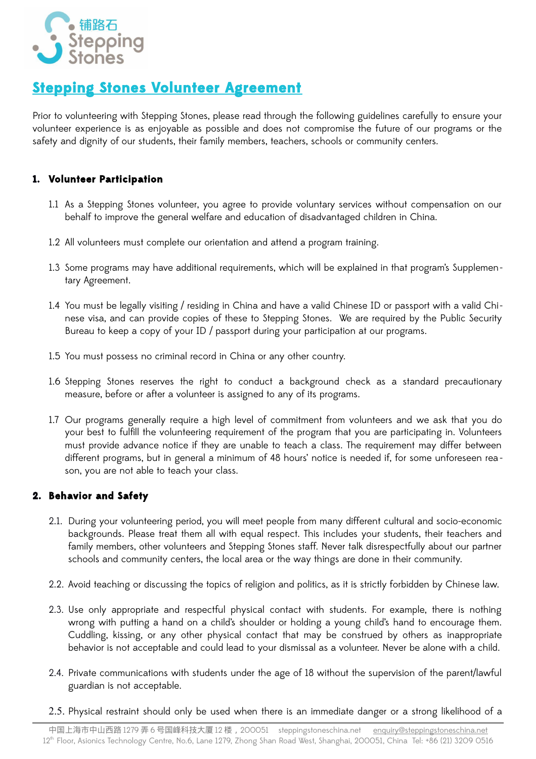# Stepping Stones Volunteer Agreement

Prior to volunteering with Stepping Stones, please read through the following guidelines carefully to ensure your volunteer experience is as enjoyable as possible and does not compromise the future of our programs or the safety and dignity of our students, their family members, teachers, schools or community centers.

## 1. Volunteer Participation

1.1 As a Stepping Stones volunteer, you agree to provide voluntary services without compensation on our behalf to improve the general welfare and education of disadvantaged children in China.

1.2 All volunteers must complete our orientation and attend a program training.

1.3 Some programs may have additional requirements, which will be explained in that program's Supplementary Agreement.

1.4 You must be legally visiting / residing in China and have a valid Chinese ID or passport with a valid Chinese visa, and can provide copies of these to Stepping Stones. We are required by the Public Security Bureau to keep a copy of your ID / passport during your participation at our programs.

1.5 You must possess no criminal record in China or any other country.

1.6 Stepping Stones reserves the right to conduct a background check as a standard precautionary measure, before or after a volunteer is assigned to any of its programs.

1.7 Our programs generally require a high level of commitment from volunteers and we ask that you do your best to fulfill the volunteering requirement of the program that you are participating in. Volunteers must provide advance notice if they are unable to teach a class. The requirement may differ between different programs, but in general a minimum of 48 hours' notice is needed if, for some unforeseen reason, you are not able to teach your class.

## 2. Behavior and Safety

2.1. During your volunteering period, you will meet people from many different cultural and socio-economic backgrounds. Please treat them all with equal respect. This includes your students, their teachers and family members, other volunteers and Stepping Stones staff. Never talk disrespectfully about our partner schools and community centers, the local area or the way things are done in their community.

2.2. Avoid teaching or discussing the topics of religion and politics, as it is strictly forbidden by Chinese law.

2.3. Use only appropriate and respectful physical contact with students. For example, there is nothing wrong with putting a hand on a child's shoulder or holding a young child's hand to encourage them. Cuddling, kissing, or any other physical contact that may be construed by others as inappropriate behavior is not acceptable and could lead to your dismissal as a volunteer. Never be alone with a child.

2.4. Private communications with students under the age of 18 without the supervision of the parent/lawful guardian is not acceptable.

2.5. Physical restraint should only be used when there is an immediate danger or a strong likelihood of a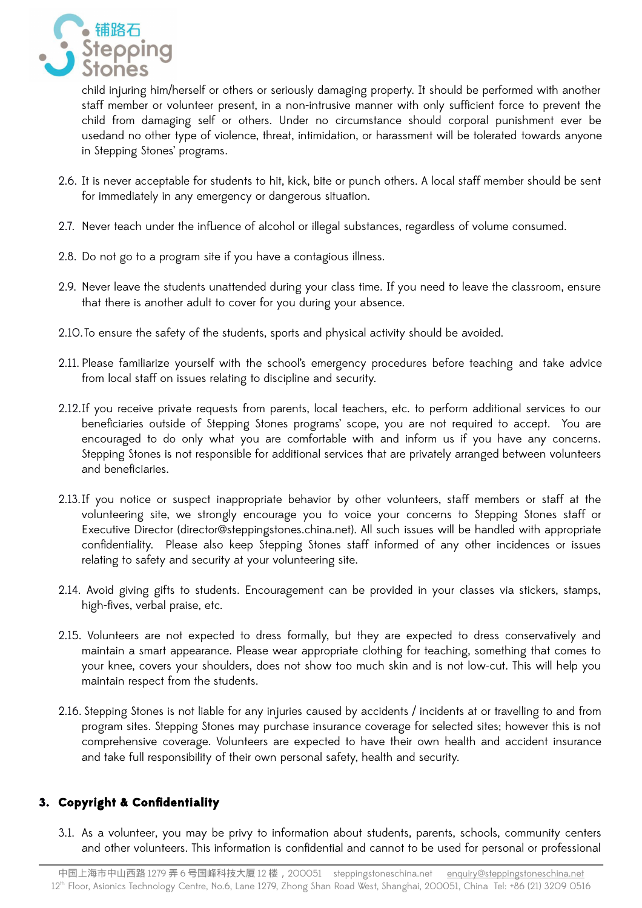child injuring him/herself or others or seriously damaging property. It should be performed with another staff member or volunteer present, in a non-intrusive manner with only sufficient force to prevent the child from damaging self or others. Under no circumstance should corporal punishment ever be usedand no other type of violence, threat, intimidation, or harassment will be tolerated towards anyone in Stepping Stones' programs.

2.6. It is never acceptable for students to hit, kick, bite or punch others. A local staff member should be sent for immediately in any emergency or dangerous situation.

2.7. Never teach under the influence of alcohol or illegal substances, regardless of volume consumed.

2.8. Do not go to a program site if you have a contagious illness.

2.9. Never leave the students unattended during your class time. If you need to leave the classroom, ensure that there is another adult to cover for you during your absence.

2.10. To ensure the safety of the students, sports and physical activity should be avoided.

2.11. Please familiarize yourself with the school's emergency procedures before teaching and take advice from local staff on issues relating to discipline and security.

2.12. If you receive private requests from parents, local teachers, etc. to perform additional services to our beneficiaries outside of Stepping Stones programs' scope, you are not required to accept. You are encouraged to do only what you are comfortable with and inform us if you have any concerns. Stepping Stones is not responsible for additional services that are privately arranged between volunteers and beneficiaries.

2.13. If you notice or suspect inappropriate behavior by other volunteers, staff members or staff at the volunteering site, we strongly encourage you to voice your concerns to Stepping Stones staff or Executive Director (director@steppingstones.china.net). All such issues will be handled with appropriate confidentiality. Please also keep Stepping Stones staff informed of any other incidences or issues relating to safety and security at your volunteering site.

2.14. Avoid giving gifts to students. Encouragement can be provided in your classes via stickers, stamps, high-fives, verbal praise, etc.

2.15. Volunteers are not expected to dress formally, but they are expected to dress conservatively and maintain a smart appearance. Please wear appropriate clothing for teaching, something that comes to your knee, covers your shoulders, does not show too much skin and is not low-cut. This will help you maintain respect from the students.

2.16. Stepping Stones is not liable for any injuries caused by accidents / incidents at or travelling to and from program sites. Stepping Stones may purchase insurance coverage for selected sites; however this is not comprehensive coverage. Volunteers are expected to have their own health and accident insurance and take full responsibility of their own personal safety, health and security.

## 3. Copyright & Confidentiality

3.1. As a volunteer, you may be privy to information about students, parents, schools, community centers and other volunteers. This information is confidential and cannot to be used for personal or professional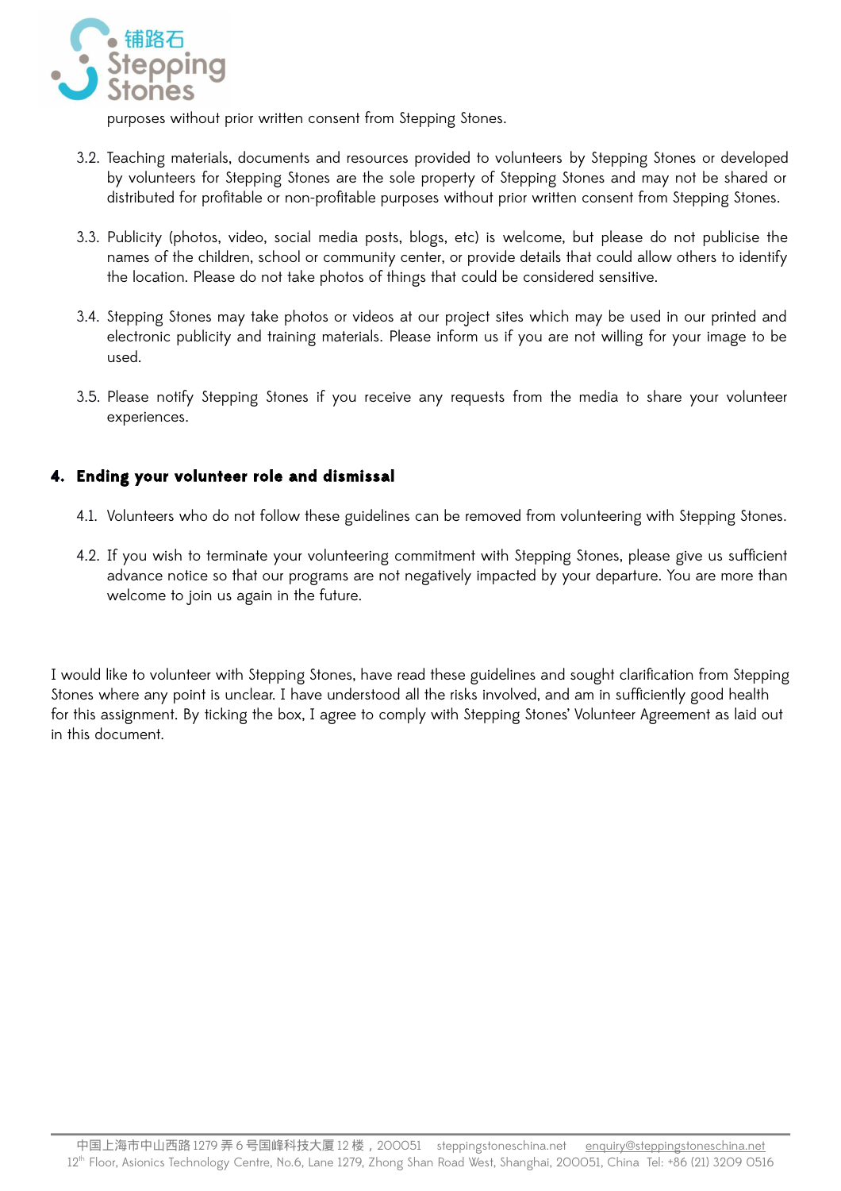purposes without prior written consent from Stepping Stones.

3.2. Teaching materials, documents and resources provided to volunteers by Stepping Stones or developed by volunteers for Stepping Stones are the sole property of Stepping Stones and may not be shared or distributed for profitable or non-profitable purposes without prior written consent from Stepping Stones.

3.3. Publicity (photos, video, social media posts, blogs, etc) is welcome, but please do not publicise the names of the children, school or community center, or provide details that could allow others to identify the location. Please do not take photos of things that could be considered sensitive.

3.4. Stepping Stones may take photos or videos at our project sites which may be used in our printed and electronic publicity and training materials. Please inform us if you are not willing for your image to be used.

3.5. Please notify Stepping Stones if you receive any requests from the media to share your volunteer experiences.

## 4. Ending your volunteer role and dismissal

4.1. Volunteers who do not follow these guidelines can be removed from volunteering with Stepping Stones.

4.2. If you wish to terminate your volunteering commitment with Stepping Stones, please give us sufficient advance notice so that our programs are not negatively impacted by your departure. You are more than welcome to join us again in the future.

I would like to volunteer with Stepping Stones, have read these guidelines and sought clarification from Stepping Stones where any point is unclear. I have understood all the risks involved, and am in sufficiently good health for this assignment. By ticking the box, I agree to comply with Stepping Stones' Volunteer Agreement as laid out in this document.